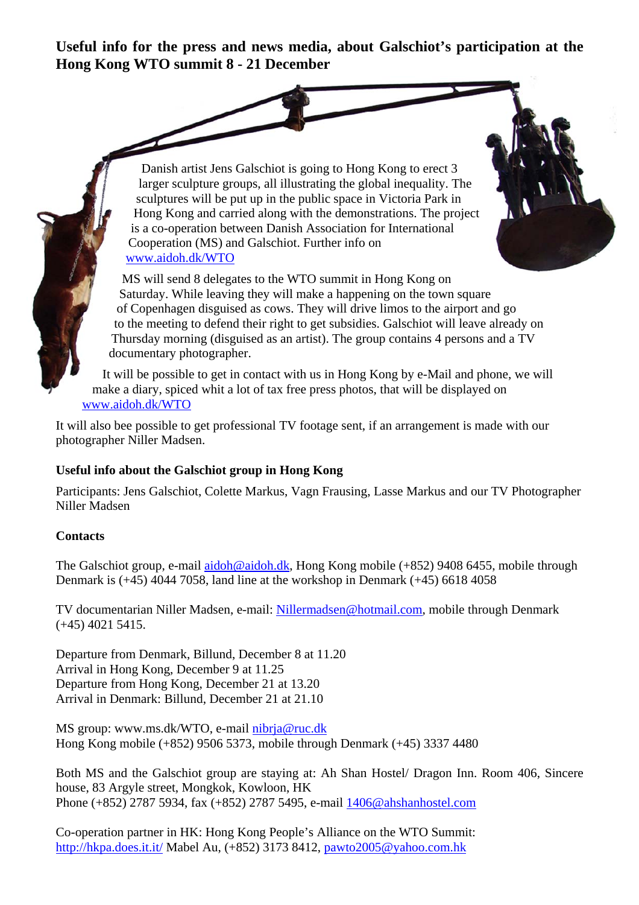# Useful info for the press and news media, about Galschiot's participation at the Hong Kong WTO summit 8 - 21 December

Danish artist Jens Galschiot is going to Hong Kong to erect 3 larger sculpture groups, all illustrating the global inequality. The sculptures will be put up in the public space in Victoria Park in Hong Kong and carried along with the demonstrations. The project is a co-operation between Danish Association for International Cooperation (MS) and Galschiot. Further info on www.aidoh.dk/WTO

MS will send 8 delegates to the WTO summit in Hong Kong on Saturday. While leaving they will make a happening on the town square of Copenhagen disguised as cows. They will drive limos to the airport and go to the meeting to defend their right to get subsidies. Galschiot will leave already on Thursday morning (disguised as an artist). The group contains 4 persons and a TV documentary photographer.

It will be possible to get in contact with us in Hong Kong by e-Mail and phone, we will make a diary, spiced whit a lot of tax free press photos, that will be displayed on www.aidoh.dk/WTO

It will also bee possible to get professional TV footage sent, if an arrangement is made with our photographer Niller Madsen.

### Useful info about the Galschiot group in Hong Kong

Participants: Jens Galschiot, Colette Markus, Vagn Frausing, Lasse Markus and our TV Photographer Niller Madsen

### Contacts

The Galschiot group, e-mail aidoh@aidoh.dk, Hong Kong mobile (+852) 9408 6455, mobile through Denmark is (+45) 4044 7058, land line at the workshop in Denmark (+45) 6618 4058

TV documentarian Niller Madsen, e-mail: Nillermadsen@hotmail.com, mobile through Denmark (+45) 4021 5415.

Departure from Denmark, Billund, December 8 at 11.20
Arrival in Hong Kong, December 9 at 11.25
Departure from Hong Kong, December 21 at 13.20
Arrival in Denmark: Billund, December 21 at 21.10

MS group: www.ms.dk/WTO, e-mail nibrja@ruc.dk
Hong Kong mobile (+852) 9506 5373, mobile through Denmark (+45) 3337 4480

Both MS and the Galschiot group are staying at: Ah Shan Hostel/ Dragon Inn. Room 406, Sincere house, 83 Argyle street, Mongkok, Kowloon, HK
Phone (+852) 2787 5934, fax (+852) 2787 5495, e-mail 1406@ahshanhostel.com

Co-operation partner in HK: Hong Kong People's Alliance on the WTO Summit: http://hkpa.does.it.it/ Mabel Au, (+852) 3173 8412, pawto2005@yahoo.com.hk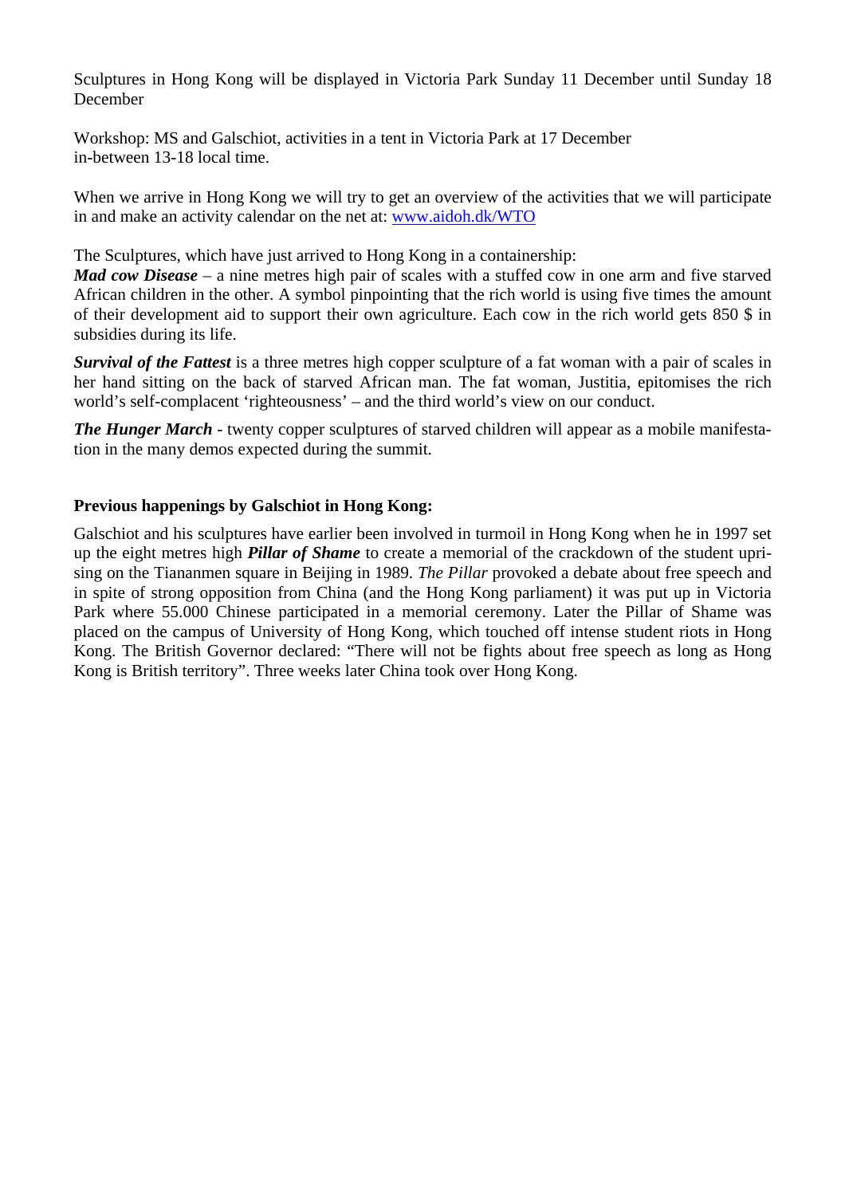Sculptures in Hong Kong will be displayed in Victoria Park Sunday 11 December until Sunday 18 December

Workshop: MS and Galschiot, activities in a tent in Victoria Park at 17 December
in-between 13-18 local time.

When we arrive in Hong Kong we will try to get an overview of the activities that we will participate in and make an activity calendar on the net at: [www.aidoh.dk/WTO](www.aidoh.dk/WTO)

The Sculptures, which have just arrived to Hong Kong in a containership:
***Mad cow Disease*** – a nine metres high pair of scales with a stuffed cow in one arm and five starved African children in the other. A symbol pinpointing that the rich world is using five times the amount of their development aid to support their own agriculture. Each cow in the rich world gets 850 $ in subsidies during its life.

***Survival of the Fattest*** is a three metres high copper sculpture of a fat woman with a pair of scales in her hand sitting on the back of starved African man. The fat woman, Justitia, epitomises the rich world's self-complacent 'righteousness' – and the third world's view on our conduct.

***The Hunger March*** - twenty copper sculptures of starved children will appear as a mobile manifestation in the many demos expected during the summit.

**Previous happenings by Galschiot in Hong Kong:**

Galschiot and his sculptures have earlier been involved in turmoil in Hong Kong when he in 1997 set up the eight metres high ***Pillar of Shame*** to create a memorial of the crackdown of the student uprising on the Tiananmen square in Beijing in 1989. *The Pillar* provoked a debate about free speech and in spite of strong opposition from China (and the Hong Kong parliament) it was put up in Victoria Park where 55.000 Chinese participated in a memorial ceremony. Later the Pillar of Shame was placed on the campus of University of Hong Kong, which touched off intense student riots in Hong Kong. The British Governor declared: "There will not be fights about free speech as long as Hong Kong is British territory". Three weeks later China took over Hong Kong.